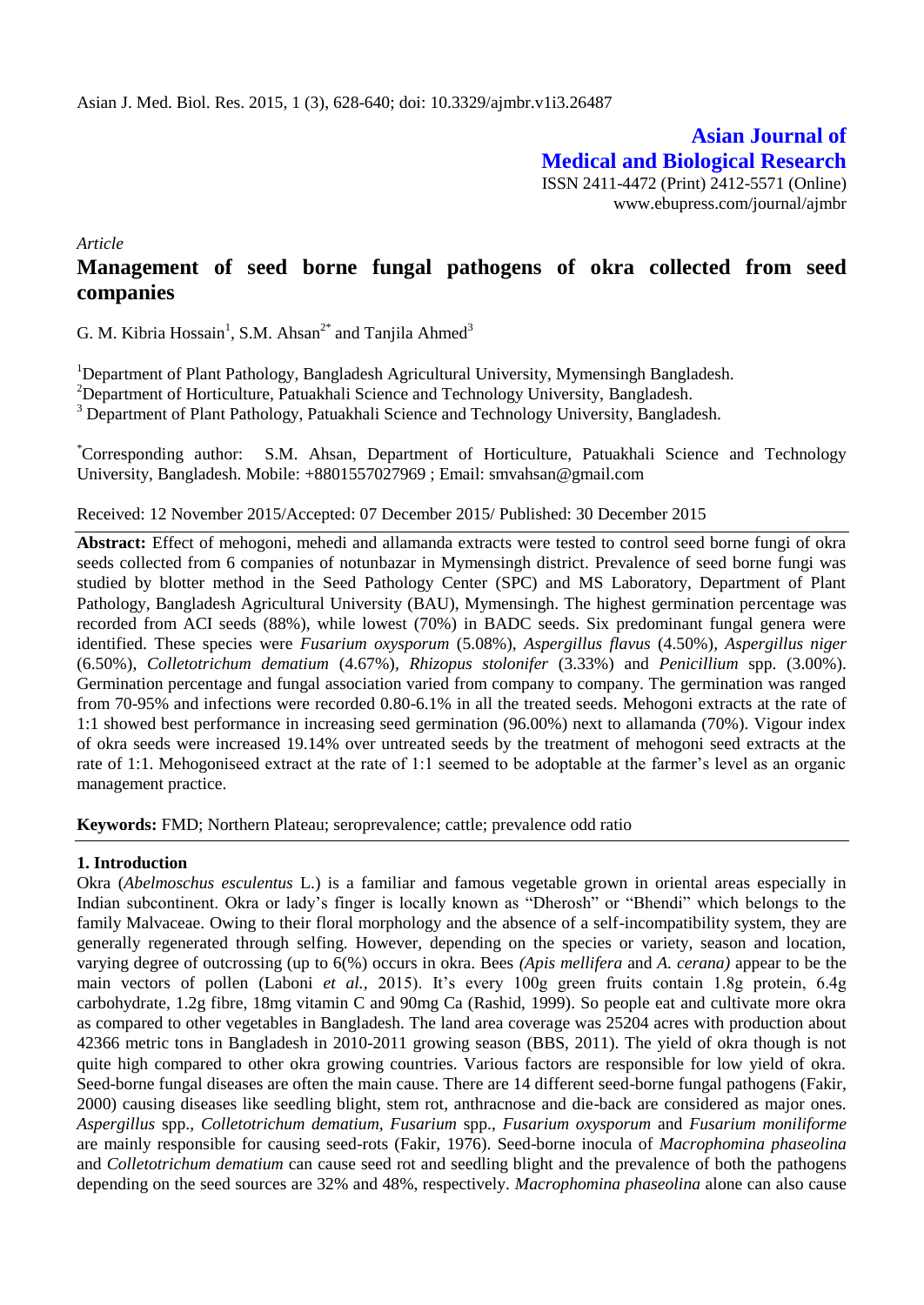Asian J. Med. Biol. Res. 2015, 1 (3), 628-640; doi: 10.3329/ajmbr.v1i3.26487

**Asian Journal of Medical and Biological Research**

ISSN 2411-4472 (Print) 2412-5571 (Online)
www.ebupress.com/journal/ajmbr

*Article*

# Management of seed borne fungal pathogens of okra collected from seed companies

G. M. Kibria Hossain[1], S.M. Ahsan[2*] and Tanjila Ahmed[3]

[1]Department of Plant Pathology, Bangladesh Agricultural University, Mymensingh Bangladesh.
[2]Department of Horticulture, Patuakhali Science and Technology University, Bangladesh.
[3] Department of Plant Pathology, Patuakhali Science and Technology University, Bangladesh.

[*]Corresponding author: S.M. Ahsan, Department of Horticulture, Patuakhali Science and Technology University, Bangladesh. Mobile: +8801557027969 ; Email: smvahsan@gmail.com

Received: 12 November 2015/Accepted: 07 December 2015/ Published: 30 December 2015

**Abstract:** Effect of mehogoni, mehedi and allamanda extracts were tested to control seed borne fungi of okra seeds collected from 6 companies of notunbazar in Mymensingh district. Prevalence of seed borne fungi was studied by blotter method in the Seed Pathology Center (SPC) and MS Laboratory, Department of Plant Pathology, Bangladesh Agricultural University (BAU), Mymensingh. The highest germination percentage was recorded from ACI seeds (88%), while lowest (70%) in BADC seeds. Six predominant fungal genera were identified. These species were *Fusarium oxysporum* (5.08%), *Aspergillus flavus* (4.50%), *Aspergillus niger* (6.50%), *Colletotrichum dematium* (4.67%), *Rhizopus stolonifer* (3.33%) and *Penicillium* spp. (3.00%). Germination percentage and fungal association varied from company to company. The germination was ranged from 70-95% and infections were recorded 0.80-6.1% in all the treated seeds. Mehogoni extracts at the rate of 1:1 showed best performance in increasing seed germination (96.00%) next to allamanda (70%). Vigour index of okra seeds were increased 19.14% over untreated seeds by the treatment of mehogoni seed extracts at the rate of 1:1. Mehogoniseed extract at the rate of 1:1 seemed to be adoptable at the farmer's level as an organic management practice.

**Keywords:** FMD; Northern Plateau; seroprevalence; cattle; prevalence odd ratio

## 1. Introduction

Okra (*Abelmoschus esculentus* L.) is a familiar and famous vegetable grown in oriental areas especially in Indian subcontinent. Okra or lady's finger is locally known as "Dherosh" or "Bhendi" which belongs to the family Malvaceae. Owing to their floral morphology and the absence of a self-incompatibility system, they are generally regenerated through selfing. However, depending on the species or variety, season and location, varying degree of outcrossing (up to 6(%) occurs in okra. Bees *(Apis mellifera* and *A. cerana)* appear to be the main vectors of pollen (Laboni *et al.,* 2015). It's every 100g green fruits contain 1.8g protein, 6.4g carbohydrate, 1.2g fibre, 18mg vitamin C and 90mg Ca (Rashid, 1999). So people eat and cultivate more okra as compared to other vegetables in Bangladesh. The land area coverage was 25204 acres with production about 42366 metric tons in Bangladesh in 2010-2011 growing season (BBS, 2011). The yield of okra though is not quite high compared to other okra growing countries. Various factors are responsible for low yield of okra. Seed-borne fungal diseases are often the main cause. There are 14 different seed-borne fungal pathogens (Fakir, 2000) causing diseases like seedling blight, stem rot, anthracnose and die-back are considered as major ones. *Aspergillus* spp., *Colletotrichum dematium, Fusarium* spp., *Fusarium oxysporum* and *Fusarium moniliforme* are mainly responsible for causing seed-rots (Fakir, 1976). Seed-borne inocula of *Macrophomina phaseolina* and *Colletotrichum dematium* can cause seed rot and seedling blight and the prevalence of both the pathogens depending on the seed sources are 32% and 48%, respectively. *Macrophomina phaseolina* alone can also cause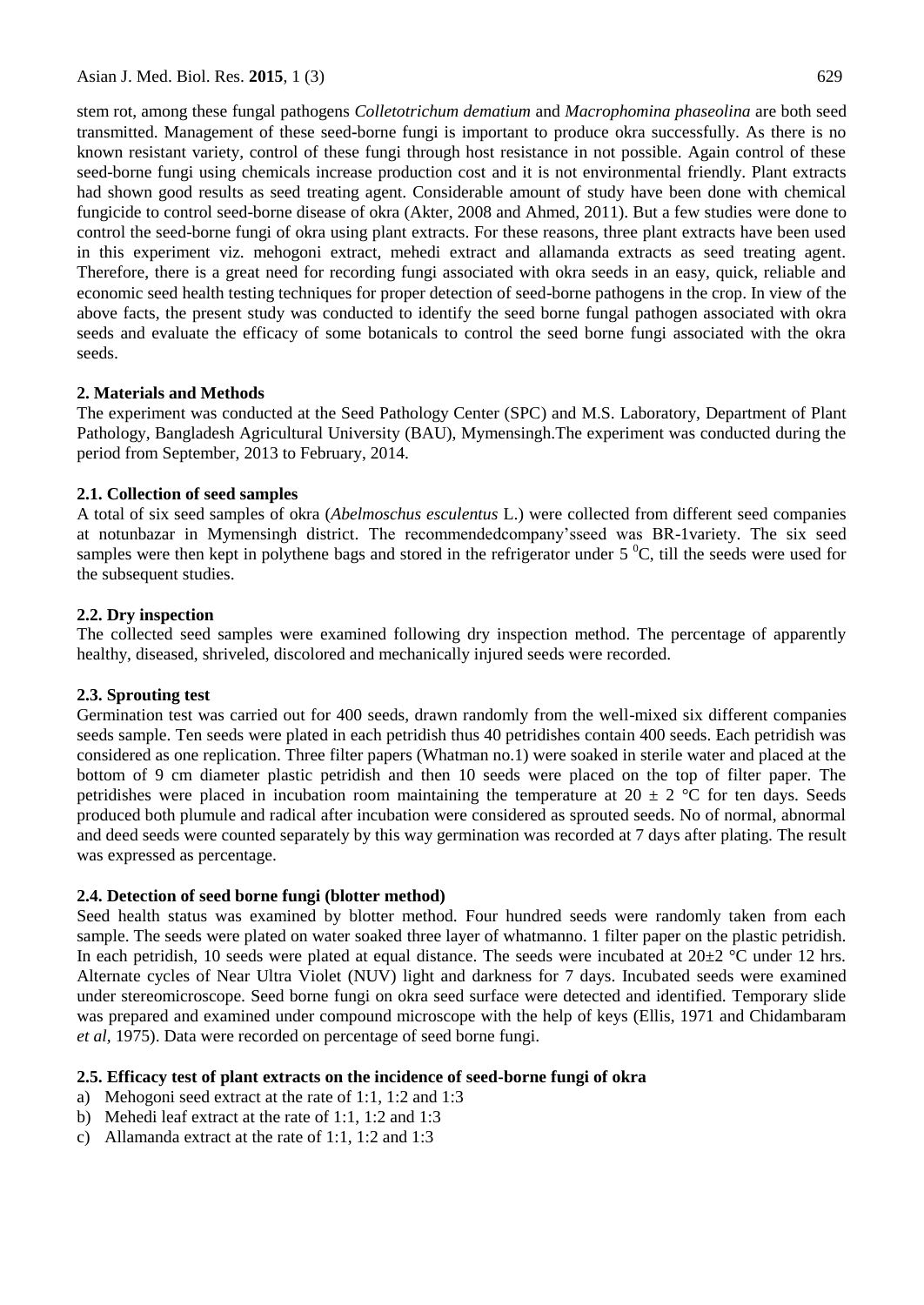stem rot, among these fungal pathogens *Colletotrichum dematium* and *Macrophomina phaseolina* are both seed transmitted. Management of these seed-borne fungi is important to produce okra successfully. As there is no known resistant variety, control of these fungi through host resistance in not possible. Again control of these seed-borne fungi using chemicals increase production cost and it is not environmental friendly. Plant extracts had shown good results as seed treating agent. Considerable amount of study have been done with chemical fungicide to control seed-borne disease of okra (Akter, 2008 and Ahmed, 2011). But a few studies were done to control the seed-borne fungi of okra using plant extracts. For these reasons, three plant extracts have been used in this experiment viz. mehogoni extract, mehedi extract and allamanda extracts as seed treating agent. Therefore, there is a great need for recording fungi associated with okra seeds in an easy, quick, reliable and economic seed health testing techniques for proper detection of seed-borne pathogens in the crop. In view of the above facts, the present study was conducted to identify the seed borne fungal pathogen associated with okra seeds and evaluate the efficacy of some botanicals to control the seed borne fungi associated with the okra seeds.

## 2. Materials and Methods

The experiment was conducted at the Seed Pathology Center (SPC) and M.S. Laboratory, Department of Plant Pathology, Bangladesh Agricultural University (BAU), Mymensingh.The experiment was conducted during the period from September, 2013 to February, 2014.

### 2.1. Collection of seed samples

A total of six seed samples of okra (*Abelmoschus esculentus* L.) were collected from different seed companies at notunbazar in Mymensingh district. The recommendedcompany'sseed was BR-1variety. The six seed samples were then kept in polythene bags and stored in the refrigerator under 5 $^{0}$C, till the seeds were used for the subsequent studies.

### 2.2. Dry inspection

The collected seed samples were examined following dry inspection method. The percentage of apparently healthy, diseased, shriveled, discolored and mechanically injured seeds were recorded.

### 2.3. Sprouting test

Germination test was carried out for 400 seeds, drawn randomly from the well-mixed six different companies seeds sample. Ten seeds were plated in each petridish thus 40 petridishes contain 400 seeds. Each petridish was considered as one replication. Three filter papers (Whatman no.1) were soaked in sterile water and placed at the bottom of 9 cm diameter plastic petridish and then 10 seeds were placed on the top of filter paper. The petridishes were placed in incubation room maintaining the temperature at 20 ± 2 °C for ten days. Seeds produced both plumule and radical after incubation were considered as sprouted seeds. No of normal, abnormal and deed seeds were counted separately by this way germination was recorded at 7 days after plating. The result was expressed as percentage.

### 2.4. Detection of seed borne fungi (blotter method)

Seed health status was examined by blotter method. Four hundred seeds were randomly taken from each sample. The seeds were plated on water soaked three layer of whatmanno. 1 filter paper on the plastic petridish. In each petridish, 10 seeds were plated at equal distance. The seeds were incubated at 20±2 °C under 12 hrs. Alternate cycles of Near Ultra Violet (NUV) light and darkness for 7 days. Incubated seeds were examined under stereomicroscope. Seed borne fungi on okra seed surface were detected and identified. Temporary slide was prepared and examined under compound microscope with the help of keys (Ellis, 1971 and Chidambaram *et al*, 1975). Data were recorded on percentage of seed borne fungi.

### 2.5. Efficacy test of plant extracts on the incidence of seed-borne fungi of okra

a) Mehogoni seed extract at the rate of 1:1, 1:2 and 1:3
b) Mehedi leaf extract at the rate of 1:1, 1:2 and 1:3
c) Allamanda extract at the rate of 1:1, 1:2 and 1:3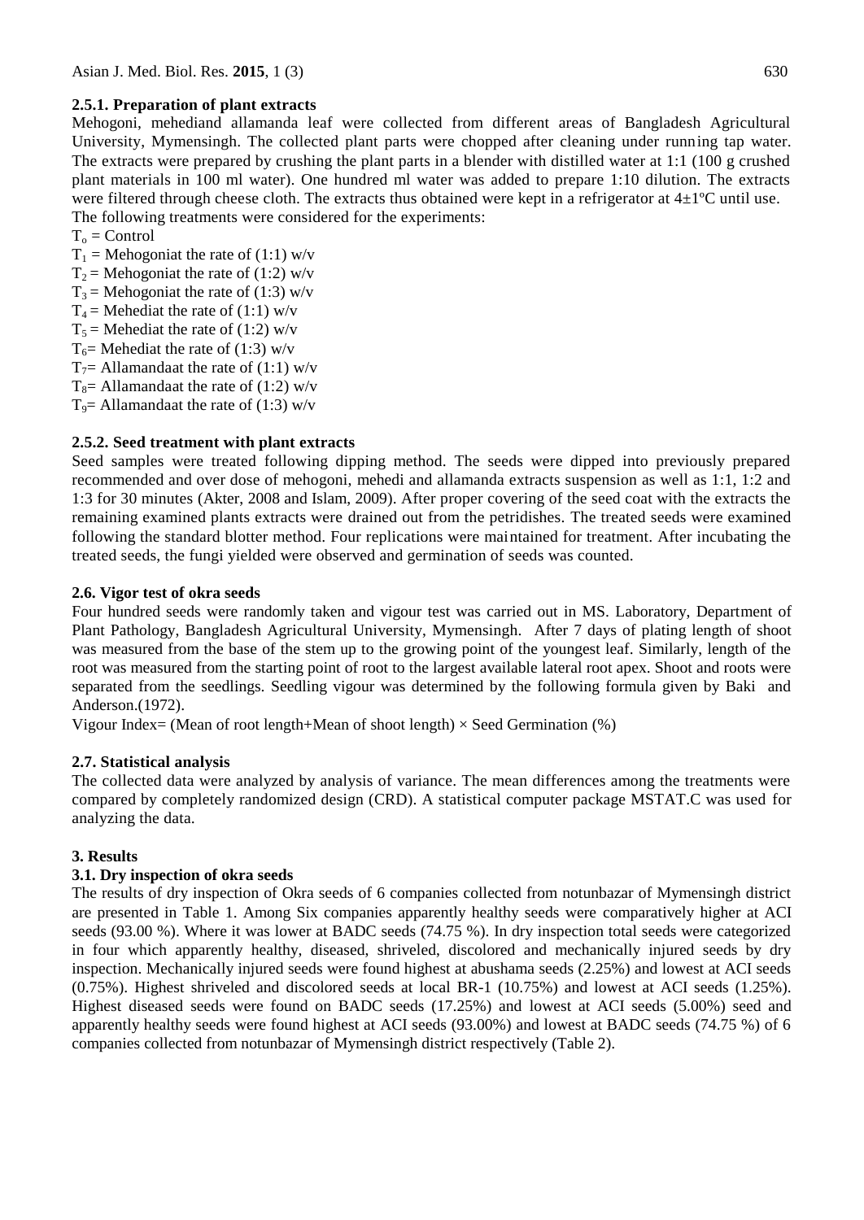### 2.5.1. Preparation of plant extracts

Mehogoni, mehediand allamanda leaf were collected from different areas of Bangladesh Agricultural University, Mymensingh. The collected plant parts were chopped after cleaning under running tap water. The extracts were prepared by crushing the plant parts in a blender with distilled water at 1:1 (100 g crushed plant materials in 100 ml water). One hundred ml water was added to prepare 1:10 dilution. The extracts were filtered through cheese cloth. The extracts thus obtained were kept in a refrigerator at 4±1ºC until use. The following treatments were considered for the experiments:

$T_o$ = Control
$T_1$ = Mehogoniat the rate of (1:1) w/v
$T_2$ = Mehogoniat the rate of (1:2) w/v
$T_3$ = Mehogoniat the rate of (1:3) w/v
$T_4$ = Mehediat the rate of (1:1) w/v
$T_5$ = Mehediat the rate of (1:2) w/v
$T_6$= Mehediat the rate of (1:3) w/v
$T_7$= Allamandaat the rate of (1:1) w/v
$T_8$= Allamandaat the rate of (1:2) w/v
$T_9$= Allamandaat the rate of (1:3) w/v

### 2.5.2. Seed treatment with plant extracts

Seed samples were treated following dipping method. The seeds were dipped into previously prepared recommended and over dose of mehogoni, mehedi and allamanda extracts suspension as well as 1:1, 1:2 and 1:3 for 30 minutes (Akter, 2008 and Islam, 2009). After proper covering of the seed coat with the extracts the remaining examined plants extracts were drained out from the petridishes. The treated seeds were examined following the standard blotter method. Four replications were maintained for treatment. After incubating the treated seeds, the fungi yielded were observed and germination of seeds was counted.

### 2.6. Vigor test of okra seeds

Four hundred seeds were randomly taken and vigour test was carried out in MS. Laboratory, Department of Plant Pathology, Bangladesh Agricultural University, Mymensingh. After 7 days of plating length of shoot was measured from the base of the stem up to the growing point of the youngest leaf. Similarly, length of the root was measured from the starting point of root to the largest available lateral root apex. Shoot and roots were separated from the seedlings. Seedling vigour was determined by the following formula given by Baki and Anderson.(1972).

Vigour Index= (Mean of root length+Mean of shoot length) × Seed Germination (%)

### 2.7. Statistical analysis

The collected data were analyzed by analysis of variance. The mean differences among the treatments were compared by completely randomized design (CRD). A statistical computer package MSTAT.C was used for analyzing the data.

## 3. Results

### 3.1. Dry inspection of okra seeds

The results of dry inspection of Okra seeds of 6 companies collected from notunbazar of Mymensingh district are presented in Table 1. Among Six companies apparently healthy seeds were comparatively higher at ACI seeds (93.00 %). Where it was lower at BADC seeds (74.75 %). In dry inspection total seeds were categorized in four which apparently healthy, diseased, shriveled, discolored and mechanically injured seeds by dry inspection. Mechanically injured seeds were found highest at abushama seeds (2.25%) and lowest at ACI seeds (0.75%). Highest shriveled and discolored seeds at local BR-1 (10.75%) and lowest at ACI seeds (1.25%). Highest diseased seeds were found on BADC seeds (17.25%) and lowest at ACI seeds (5.00%) seed and apparently healthy seeds were found highest at ACI seeds (93.00%) and lowest at BADC seeds (74.75 %) of 6 companies collected from notunbazar of Mymensingh district respectively (Table 2).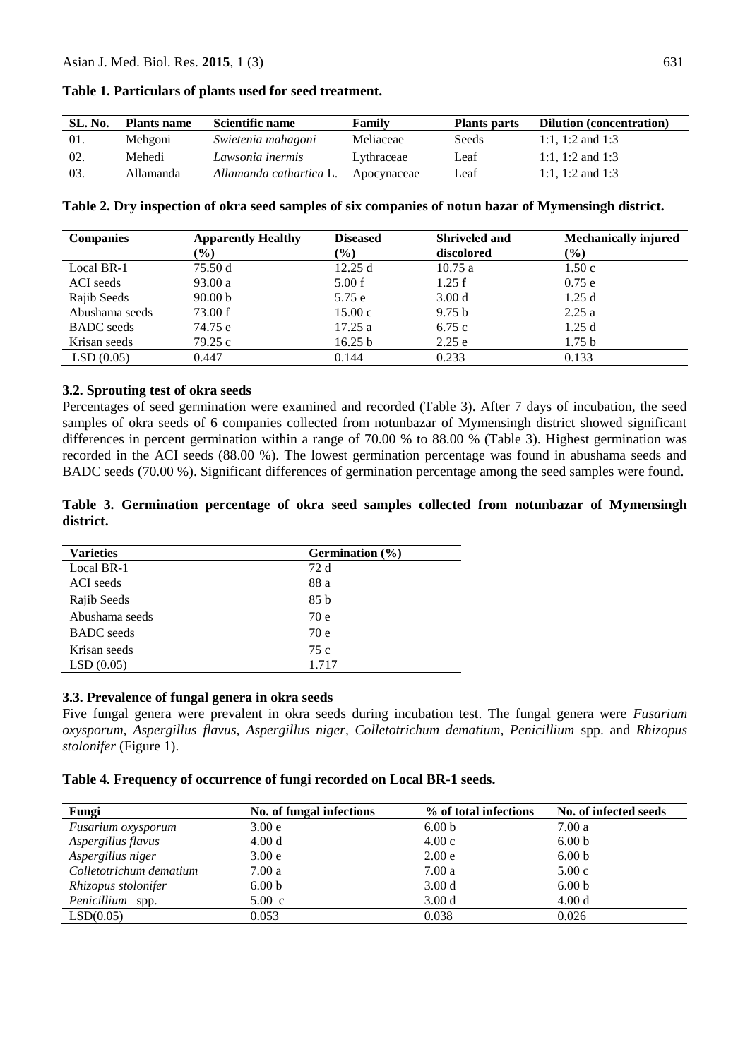**Table 1. Particulars of plants used for seed treatment.**

| SL. No. | Plants name | Scientific name | Family | Plants parts | Dilution (concentration) |
|---|---|---|---|---|---|
| 01. | Mehgoni | *Swietenia mahagoni* | Meliaceae | Seeds | 1:1, 1:2 and 1:3 |
| 02. | Mehedi | *Lawsonia inermis* | Lythraceae | Leaf | 1:1, 1:2 and 1:3 |
| 03. | Allamanda | *Allamanda cathartica* L. | Apocynaceae | Leaf | 1:1, 1:2 and 1:3 |

**Table 2. Dry inspection of okra seed samples of six companies of notun bazar of Mymensingh district.**

| Companies | Apparently Healthy (%) | Diseased (%) | Shriveled and discolored | Mechanically injured (%) |
|---|---|---|---|---|
| Local BR-1 | 75.50 d | 12.25 d | 10.75 a | 1.50 c |
| ACI seeds | 93.00 a | 5.00 f | 1.25 f | 0.75 e |
| Rajib Seeds | 90.00 b | 5.75 e | 3.00 d | 1.25 d |
| Abushama seeds | 73.00 f | 15.00 c | 9.75 b | 2.25 a |
| BADC seeds | 74.75 e | 17.25 a | 6.75 c | 1.25 d |
| Krisan seeds | 79.25 c | 16.25 b | 2.25 e | 1.75 b |
| LSD (0.05) | 0.447 | 0.144 | 0.233 | 0.133 |

### 3.2. Sprouting test of okra seeds

Percentages of seed germination were examined and recorded (Table 3). After 7 days of incubation, the seed samples of okra seeds of 6 companies collected from notunbazar of Mymensingh district showed significant differences in percent germination within a range of 70.00 % to 88.00 % (Table 3). Highest germination was recorded in the ACI seeds (88.00 %). The lowest germination percentage was found in abushama seeds and BADC seeds (70.00 %). Significant differences of germination percentage among the seed samples were found.

**Table 3. Germination percentage of okra seed samples collected from notunbazar of Mymensingh district.**

| Varieties | Germination (%) |
|---|---|
| Local BR-1 | 72 d |
| ACI seeds | 88 a |
| Rajib Seeds | 85 b |
| Abushama seeds | 70 e |
| BADC seeds | 70 e |
| Krisan seeds | 75 c |
| LSD (0.05) | 1.717 |

### 3.3. Prevalence of fungal genera in okra seeds

Five fungal genera were prevalent in okra seeds during incubation test. The fungal genera were *Fusarium oxysporum, Aspergillus flavus, Aspergillus niger, Colletotrichum dematium, Penicillium* spp. and *Rhizopus stolonifer* (Figure 1).

**Table 4. Frequency of occurrence of fungi recorded on Local BR-1 seeds.**

| Fungi | No. of fungal infections | % of total infections | No. of infected seeds |
|---|---|---|---|
| *Fusarium oxysporum* | 3.00 e | 6.00 b | 7.00 a |
| *Aspergillus flavus* | 4.00 d | 4.00 c | 6.00 b |
| *Aspergillus niger* | 3.00 e | 2.00 e | 6.00 b |
| *Colletotrichum dematium* | 7.00 a | 7.00 a | 5.00 c |
| *Rhizopus stolonifer* | 6.00 b | 3.00 d | 6.00 b |
| *Penicillium* spp. | 5.00 c | 3.00 d | 4.00 d |
| LSD(0.05) | 0.053 | 0.038 | 0.026 |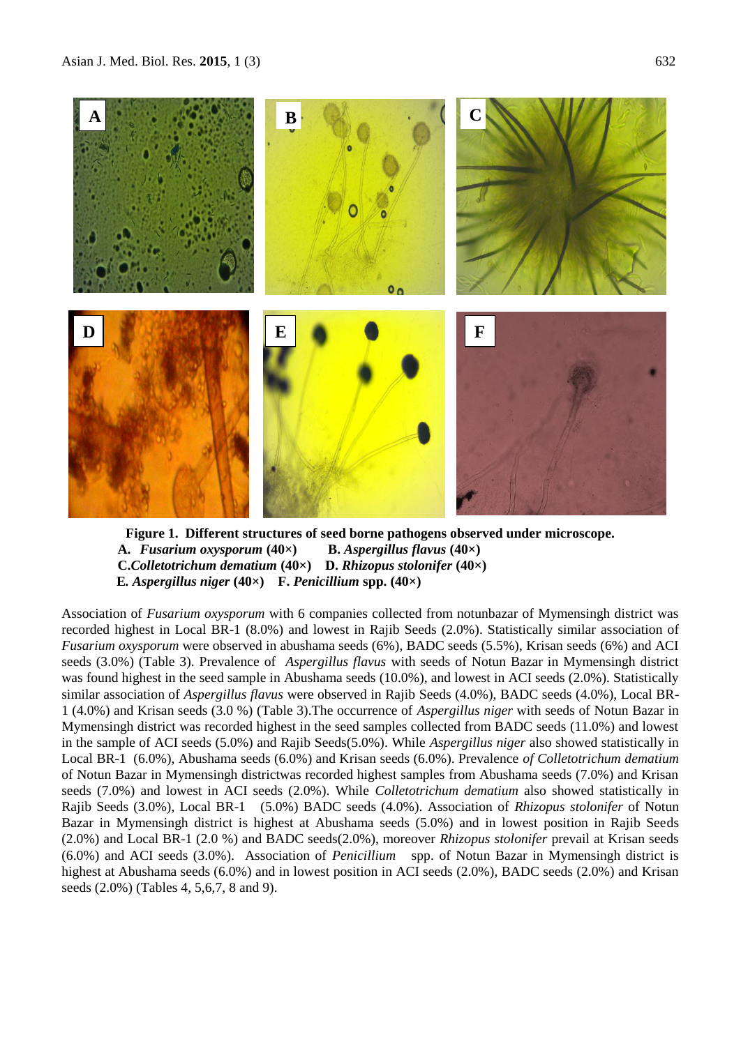**Figure 1. Different structures of seed borne pathogens observed under microscope.**
**A.** ***Fusarium oxysporum*** **(40×)** **B.** ***Aspergillus flavus*** **(40×)**
**C.*****Colletotrichum dematium*** **(40×)** **D.** ***Rhizopus stolonifer*** **(40×)**
**E.** ***Aspergillus niger*** **(40×)** **F.** ***Penicillium*** **spp. (40×)**

Association of *Fusarium oxysporum* with 6 companies collected from notunbazar of Mymensingh district was recorded highest in Local BR-1 (8.0%) and lowest in Rajib Seeds (2.0%). Statistically similar association of *Fusarium oxysporum* were observed in abushama seeds (6%), BADC seeds (5.5%), Krisan seeds (6%) and ACI seeds (3.0%) (Table 3). Prevalence of *Aspergillus flavus* with seeds of Notun Bazar in Mymensingh district was found highest in the seed sample in Abushama seeds (10.0%), and lowest in ACI seeds (2.0%). Statistically similar association of *Aspergillus flavus* were observed in Rajib Seeds (4.0%), BADC seeds (4.0%), Local BR-1 (4.0%) and Krisan seeds (3.0 %) (Table 3).The occurrence of *Aspergillus niger* with seeds of Notun Bazar in Mymensingh district was recorded highest in the seed samples collected from BADC seeds (11.0%) and lowest in the sample of ACI seeds (5.0%) and Rajib Seeds(5.0%). While *Aspergillus niger* also showed statistically in Local BR-1 (6.0%), Abushama seeds (6.0%) and Krisan seeds (6.0%). Prevalence *of Colletotrichum dematium* of Notun Bazar in Mymensingh districtwas recorded highest samples from Abushama seeds (7.0%) and Krisan seeds (7.0%) and lowest in ACI seeds (2.0%). While *Colletotrichum dematium* also showed statistically in Rajib Seeds (3.0%), Local BR-1 (5.0%) BADC seeds (4.0%). Association of *Rhizopus stolonifer* of Notun Bazar in Mymensingh district is highest at Abushama seeds (5.0%) and in lowest position in Rajib Seeds (2.0%) and Local BR-1 (2.0 %) and BADC seeds(2.0%), moreover *Rhizopus stolonifer* prevail at Krisan seeds (6.0%) and ACI seeds (3.0%). Association of *Penicillium* spp. of Notun Bazar in Mymensingh district is highest at Abushama seeds (6.0%) and in lowest position in ACI seeds (2.0%), BADC seeds (2.0%) and Krisan seeds (2.0%) (Tables 4, 5,6,7, 8 and 9).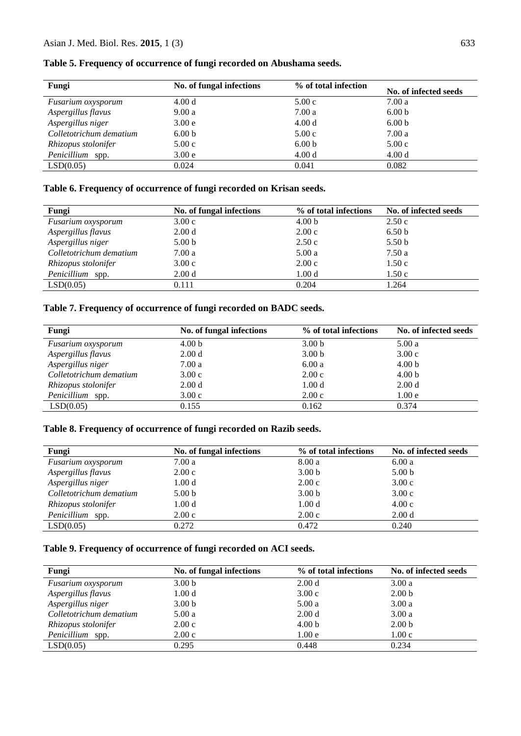**Table 5. Frequency of occurrence of fungi recorded on Abushama seeds.**

| Fungi | No. of fungal infections | % of total infection | No. of infected seeds |
|---|---|---|---|
| *Fusarium oxysporum* | 4.00 d | 5.00 c | 7.00 a |
| *Aspergillus flavus* | 9.00 a | 7.00 a | 6.00 b |
| *Aspergillus niger* | 3.00 e | 4.00 d | 6.00 b |
| *Colletotrichum dematium* | 6.00 b | 5.00 c | 7.00 a |
| *Rhizopus stolonifer* | 5.00 c | 6.00 b | 5.00 c |
| *Penicillium* spp. | 3.00 e | 4.00 d | 4.00 d |
| LSD(0.05) | 0.024 | 0.041 | 0.082 |

**Table 6. Frequency of occurrence of fungi recorded on Krisan seeds.**

| Fungi | No. of fungal infections | % of total infections | No. of infected seeds |
|---|---|---|---|
| *Fusarium oxysporum* | 3.00 c | 4.00 b | 2.50 c |
| *Aspergillus flavus* | 2.00 d | 2.00 c | 6.50 b |
| *Aspergillus niger* | 5.00 b | 2.50 c | 5.50 b |
| *Colletotrichum dematium* | 7.00 a | 5.00 a | 7.50 a |
| *Rhizopus stolonifer* | 3.00 c | 2.00 c | 1.50 c |
| *Penicillium* spp. | 2.00 d | 1.00 d | 1.50 c |
| LSD(0.05) | 0.111 | 0.204 | 1.264 |

**Table 7. Frequency of occurrence of fungi recorded on BADC seeds.**

| Fungi | No. of fungal infections | % of total infections | No. of infected seeds |
|---|---|---|---|
| *Fusarium oxysporum* | 4.00 b | 3.00 b | 5.00 a |
| *Aspergillus flavus* | 2.00 d | 3.00 b | 3.00 c |
| *Aspergillus niger* | 7.00 a | 6.00 a | 4.00 b |
| *Colletotrichum dematium* | 3.00 c | 2.00 c | 4.00 b |
| *Rhizopus stolonifer* | 2.00 d | 1.00 d | 2.00 d |
| *Penicillium* spp. | 3.00 c | 2.00 c | 1.00 e |
| LSD(0.05) | 0.155 | 0.162 | 0.374 |

**Table 8. Frequency of occurrence of fungi recorded on Razib seeds.**

| Fungi | No. of fungal infections | % of total infections | No. of infected seeds |
|---|---|---|---|
| *Fusarium oxysporum* | 7.00 a | 8.00 a | 6.00 a |
| *Aspergillus flavus* | 2.00 c | 3.00 b | 5.00 b |
| *Aspergillus niger* | 1.00 d | 2.00 c | 3.00 c |
| *Colletotrichum dematium* | 5.00 b | 3.00 b | 3.00 c |
| *Rhizopus stolonifer* | 1.00 d | 1.00 d | 4.00 c |
| *Penicillium* spp. | 2.00 c | 2.00 c | 2.00 d |
| LSD(0.05) | 0.272 | 0.472 | 0.240 |

**Table 9. Frequency of occurrence of fungi recorded on ACI seeds.**

| Fungi | No. of fungal infections | % of total infections | No. of infected seeds |
|---|---|---|---|
| *Fusarium oxysporum* | 3.00 b | 2.00 d | 3.00 a |
| *Aspergillus flavus* | 1.00 d | 3.00 c | 2.00 b |
| *Aspergillus niger* | 3.00 b | 5.00 a | 3.00 a |
| *Colletotrichum dematium* | 5.00 a | 2.00 d | 3.00 a |
| *Rhizopus stolonifer* | 2.00 c | 4.00 b | 2.00 b |
| *Penicillium* spp. | 2.00 c | 1.00 e | 1.00 c |
| LSD(0.05) | 0.295 | 0.448 | 0.234 |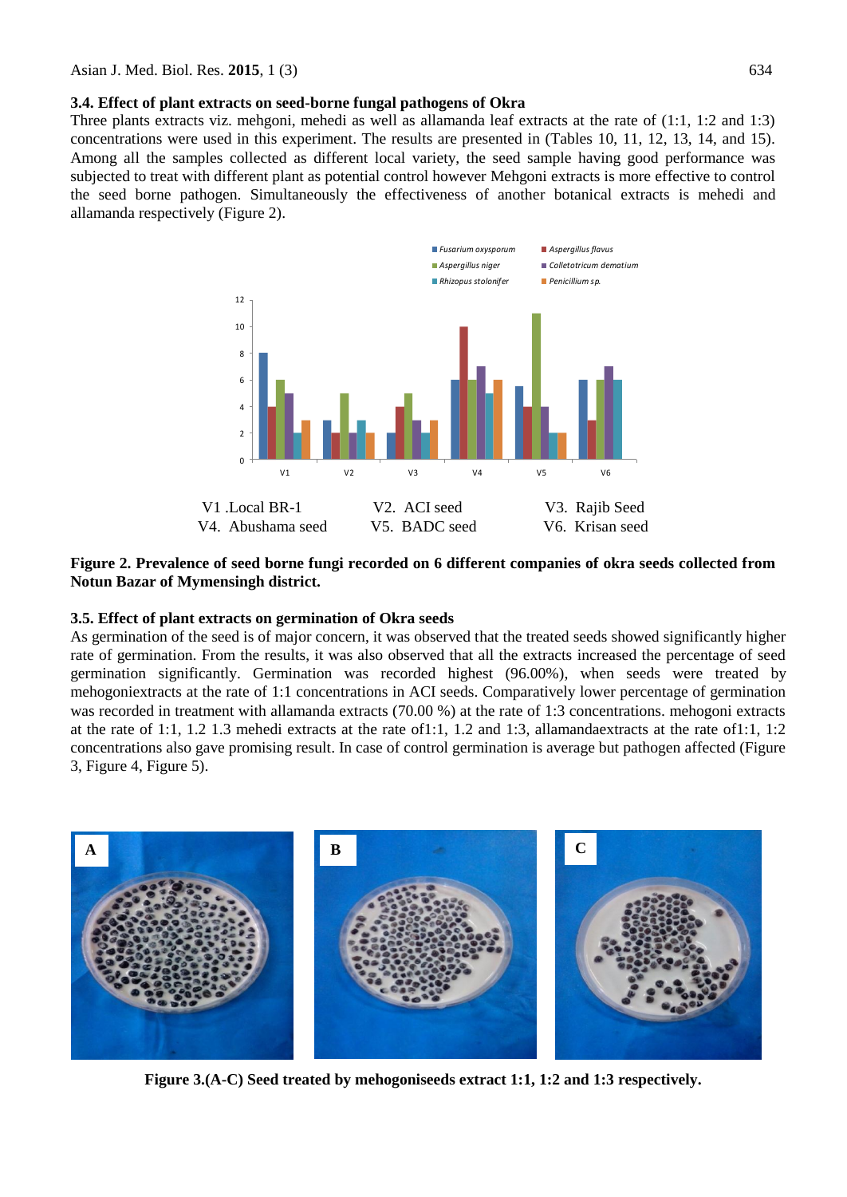### 3.4. Effect of plant extracts on seed-borne fungal pathogens of Okra

Three plants extracts viz. mehgoni, mehedi as well as allamanda leaf extracts at the rate of (1:1, 1:2 and 1:3) concentrations were used in this experiment. The results are presented in (Tables 10, 11, 12, 13, 14, and 15). Among all the samples collected as different local variety, the seed sample having good performance was subjected to treat with different plant as potential control however Mehgoni extracts is more effective to control the seed borne pathogen. Simultaneously the effectiveness of another botanical extracts is mehedi and allamanda respectively (Figure 2).

V1 .Local BR-1 V2. ACI seed V3. Rajib Seed
V4. Abushama seed V5. BADC seed V6. Krisan seed

**Figure 2. Prevalence of seed borne fungi recorded on 6 different companies of okra seeds collected from Notun Bazar of Mymensingh district.**

### 3.5. Effect of plant extracts on germination of Okra seeds

As germination of the seed is of major concern, it was observed that the treated seeds showed significantly higher rate of germination. From the results, it was also observed that all the extracts increased the percentage of seed germination significantly. Germination was recorded highest (96.00%), when seeds were treated by mehogoniextracts at the rate of 1:1 concentrations in ACI seeds. Comparatively lower percentage of germination was recorded in treatment with allamanda extracts (70.00 %) at the rate of 1:3 concentrations. mehogoni extracts at the rate of 1:1, 1.2 1.3 mehedi extracts at the rate of1:1, 1.2 and 1:3, allamandaextracts at the rate of1:1, 1:2 concentrations also gave promising result. In case of control germination is average but pathogen affected (Figure 3, Figure 4, Figure 5).

**Figure 3.(A-C) Seed treated by mehogoniseeds extract 1:1, 1:2 and 1:3 respectively.**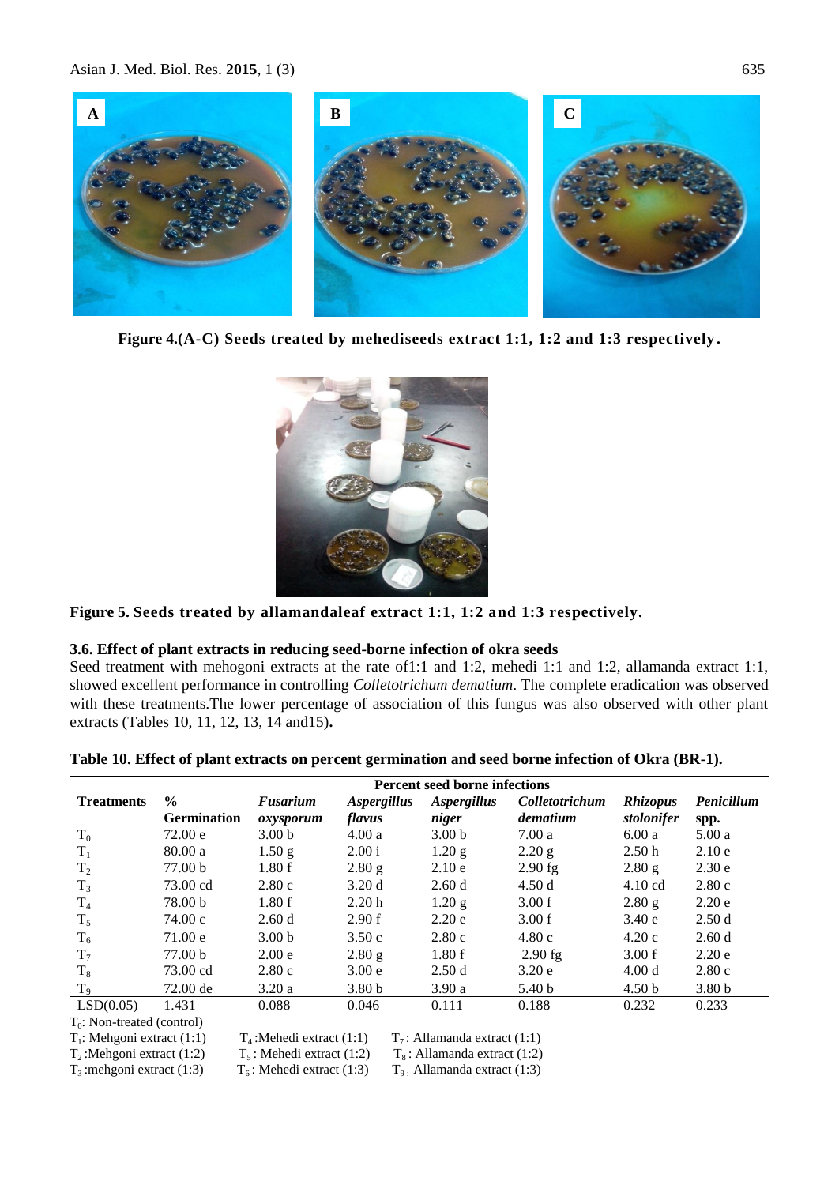**Figure 4.(A-C) Seeds treated by mehediseeds extract 1:1, 1:2 and 1:3 respectively.**

**Figure 5. Seeds treated by allamandaleaf extract 1:1, 1:2 and 1:3 respectively.**

### 3.6. Effect of plant extracts in reducing seed-borne infection of okra seeds

Seed treatment with mehogoni extracts at the rate of1:1 and 1:2, mehedi 1:1 and 1:2, allamanda extract 1:1, showed excellent performance in controlling *Colletotrichum dematium*. The complete eradication was observed with these treatments.The lower percentage of association of this fungus was also observed with other plant extracts (Tables 10, 11, 12, 13, 14 and15)**.**

**Table 10. Effect of plant extracts on percent germination and seed borne infection of Okra (BR-1).**

| Treatments | % Germination | Percent seed borne infections | | | | | |
|---|---|---|---|---|---|---|---|
| | | *Fusarium oxysporum* | *Aspergillus flavus* | *Aspergillus niger* | *Colletotrichum dematium* | *Rhizopus stolonifer* | *Penicillum* spp. |
| $T_0$ | 72.00 e | 3.00 b | 4.00 a | 3.00 b | 7.00 a | 6.00 a | 5.00 a |
| $T_1$ | 80.00 a | 1.50 g | 2.00 i | 1.20 g | 2.20 g | 2.50 h | 2.10 e |
| $T_2$ | 77.00 b | 1.80 f | 2.80 g | 2.10 e | 2.90 fg | 2.80 g | 2.30 e |
| $T_3$ | 73.00 cd | 2.80 c | 3.20 d | 2.60 d | 4.50 d | 4.10 cd | 2.80 c |
| $T_4$ | 78.00 b | 1.80 f | 2.20 h | 1.20 g | 3.00 f | 2.80 g | 2.20 e |
| $T_5$ | 74.00 c | 2.60 d | 2.90 f | 2.20 e | 3.00 f | 3.40 e | 2.50 d |
| $T_6$ | 71.00 e | 3.00 b | 3.50 c | 2.80 c | 4.80 c | 4.20 c | 2.60 d |
| $T_7$ | 77.00 b | 2.00 e | 2.80 g | 1.80 f | 2.90 fg | 3.00 f | 2.20 e |
| $T_8$ | 73.00 cd | 2.80 c | 3.00 e | 2.50 d | 3.20 e | 4.00 d | 2.80 c |
| $T_9$ | 72.00 de | 3.20 a | 3.80 b | 3.90 a | 5.40 b | 4.50 b | 3.80 b |
| LSD(0.05) | 1.431 | 0.088 | 0.046 | 0.111 | 0.188 | 0.232 | 0.233 |

$T_0$: Non-treated (control)
$T_1$: Mehgoni extract (1:1) $T_4$ :Mehedi extract (1:1) $T_7$ : Allamanda extract (1:1)
$T_2$ :Mehgoni extract (1:2) $T_5$ : Mehedi extract (1:2) $T_8$ : Allamanda extract (1:2)
$T_3$ :mehgoni extract (1:3) $T_6$ : Mehedi extract (1:3) $T_9$ : Allamanda extract (1:3)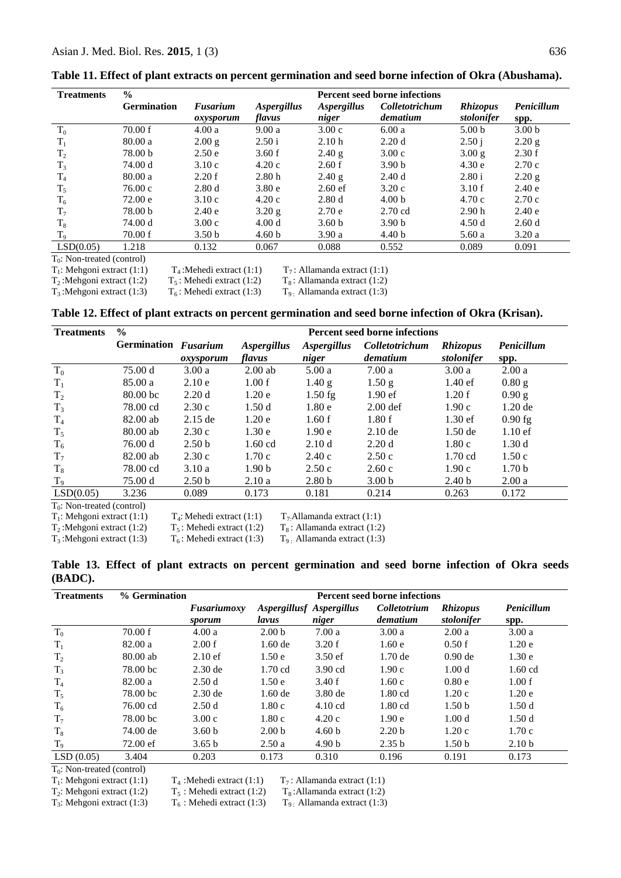**Table 11. Effect of plant extracts on percent germination and seed borne infection of Okra (Abushama).**

| Treatments | % Germination | Percent seed borne infections | | | | | |
|---|---|---|---|---|---|---|---|
| | | *Fusarium oxysporum* | *Aspergillus flavus* | *Aspergillus niger* | *Colletotrichum dematium* | *Rhizopus stolonifer* | *Penicillum* spp. |
| $T_0$ | 70.00 f | 4.00 a | 9.00 a | 3.00 c | 6.00 a | 5.00 b | 3.00 b |
| $T_1$ | 80.00 a | 2.00 g | 2.50 i | 2.10 h | 2.20 d | 2.50 j | 2.20 g |
| $T_2$ | 78.00 b | 2.50 e | 3.60 f | 2.40 g | 3.00 c | 3.00 g | 2.30 f |
| $T_3$ | 74.00 d | 3.10 c | 4.20 c | 2.60 f | 3.90 b | 4.30 e | 2.70 c |
| $T_4$ | 80.00 a | 2.20 f | 2.80 h | 2.40 g | 2.40 d | 2.80 i | 2.20 g |
| $T_5$ | 76.00 c | 2.80 d | 3.80 e | 2.60 ef | 3.20 c | 3.10 f | 2.40 e |
| $T_6$ | 72.00 e | 3.10 c | 4.20 c | 2.80 d | 4.00 b | 4.70 c | 2.70 c |
| $T_7$ | 78.00 b | 2.40 e | 3.20 g | 2.70 e | 2.70 cd | 2.90 h | 2.40 e |
| $T_8$ | 74.00 d | 3.00 c | 4.00 d | 3.60 b | 3.90 b | 4.50 d | 2.60 d |
| $T_9$ | 70.00 f | 3.50 b | 4.60 b | 3.90 a | 4.40 b | 5.60 a | 3.20 a |
| LSD(0.05) | 1.218 | 0.132 | 0.067 | 0.088 | 0.552 | 0.089 | 0.091 |

$T_0$: Non-treated (control)
$T_1$: Mehgoni extract (1:1) $T_4$: Mehedi extract (1:1) $T_7$: Allamanda extract (1:1)
$T_2$: Mehgoni extract (1:2) $T_5$: Mehedi extract (1:2) $T_8$: Allamanda extract (1:2)
$T_3$: Mehgoni extract (1:3) $T_6$: Mehedi extract (1:3) $T_9$: Allamanda extract (1:3)

**Table 12. Effect of plant extracts on percent germination and seed borne infection of Okra (Krisan).**

| Treatments | % Germination | Percent seed borne infections | | | | | |
|---|---|---|---|---|---|---|---|
| | | *Fusarium oxysporum* | *Aspergillus flavus* | *Aspergillus niger* | *Colletotrichum dematium* | *Rhizopus stolonifer* | *Penicillum* spp. |
| $T_0$ | 75.00 d | 3.00 a | 2.00 ab | 5.00 a | 7.00 a | 3.00 a | 2.00 a |
| $T_1$ | 85.00 a | 2.10 e | 1.00 f | 1.40 g | 1.50 g | 1.40 ef | 0.80 g |
| $T_2$ | 80.00 bc | 2.20 d | 1.20 e | 1.50 fg | 1.90 ef | 1.20 f | 0.90 g |
| $T_3$ | 78.00 cd | 2.30 c | 1.50 d | 1.80 e | 2.00 def | 1.90 c | 1.20 de |
| $T_4$ | 82.00 ab | 2.15 de | 1.20 e | 1.60 f | 1.80 f | 1.30 ef | 0.90 fg |
| $T_5$ | 80.00 ab | 2.30 c | 1.30 e | 1.90 e | 2.10 de | 1.50 de | 1.10 ef |
| $T_6$ | 76.00 d | 2.50 b | 1.60 cd | 2.10 d | 2.20 d | 1.80 c | 1.30 d |
| $T_7$ | 82.00 ab | 2.30 c | 1.70 c | 2.40 c | 2.50 c | 1.70 cd | 1.50 c |
| $T_8$ | 78.00 cd | 3.10 a | 1.90 b | 2.50 c | 2.60 c | 1.90 c | 1.70 b |
| $T_9$ | 75.00 d | 2.50 b | 2.10 a | 2.80 b | 3.00 b | 2.40 b | 2.00 a |
| LSD(0.05) | 3.236 | 0.089 | 0.173 | 0.181 | 0.214 | 0.263 | 0.172 |

$T_0$: Non-treated (control)
$T_1$: Mehgoni extract (1:1) $T_4$: Mehedi extract (1:1) $T_7$: Allamanda extract (1:1)
$T_2$: Mehgoni extract (1:2) $T_5$: Mehedi extract (1:2) $T_8$: Allamanda extract (1:2)
$T_3$: Mehgoni extract (1:3) $T_6$: Mehedi extract (1:3) $T_9$: Allamanda extract (1:3)

**Table 13. Effect of plant extracts on percent germination and seed borne infection of Okra seeds (BADC).**

| Treatments | % Germination | Percent seed borne infections | | | | | |
|---|---|---|---|---|---|---|---|
| | | *Fusariumoxy sporum* | *Aspergillusf lavus* | *Aspergillus niger* | *Colletotrium dematium* | *Rhizopus stolonifer* | *Penicillum* spp. |
| $T_0$ | 70.00 f | 4.00 a | 2.00 b | 7.00 a | 3.00 a | 2.00 a | 3.00 a |
| $T_1$ | 82.00 a | 2.00 f | 1.60 de | 3.20 f | 1.60 e | 0.50 f | 1.20 e |
| $T_2$ | 80.00 ab | 2.10 ef | 1.50 e | 3.50 ef | 1.70 de | 0.90 de | 1.30 e |
| $T_3$ | 78.00 bc | 2.30 de | 1.70 cd | 3.90 cd | 1.90 c | 1.00 d | 1.60 cd |
| $T_4$ | 82.00 a | 2.50 d | 1.50 e | 3.40 f | 1.60 c | 0.80 e | 1.00 f |
| $T_5$ | 78.00 bc | 2.30 de | 1.60 de | 3.80 de | 1.80 cd | 1.20 c | 1.20 e |
| $T_6$ | 76.00 cd | 2.50 d | 1.80 c | 4.10 cd | 1.80 cd | 1.50 b | 1.50 d |
| $T_7$ | 78.00 bc | 3.00 c | 1.80 c | 4.20 c | 1.90 e | 1.00 d | 1.50 d |
| $T_8$ | 74.00 de | 3.60 b | 2.00 b | 4.60 b | 2.20 b | 1.20 c | 1.70 c |
| $T_9$ | 72.00 ef | 3.65 b | 2.50 a | 4.90 b | 2.35 b | 1.50 b | 2.10 b |
| LSD (0.05) | 3.404 | 0.203 | 0.173 | 0.310 | 0.196 | 0.191 | 0.173 |

$T_0$: Non-treated (control)
$T_1$: Mehgoni extract (1:1) $T_4$: Mehedi extract (1:1) $T_7$: Allamanda extract (1:1)
$T_2$: Mehgoni extract (1:2) $T_5$: Mehedi extract (1:2) $T_8$: Allamanda extract (1:2)
$T_3$: Mehgoni extract (1:3) $T_6$: Mehedi extract (1:3) $T_9$: Allamanda extract (1:3)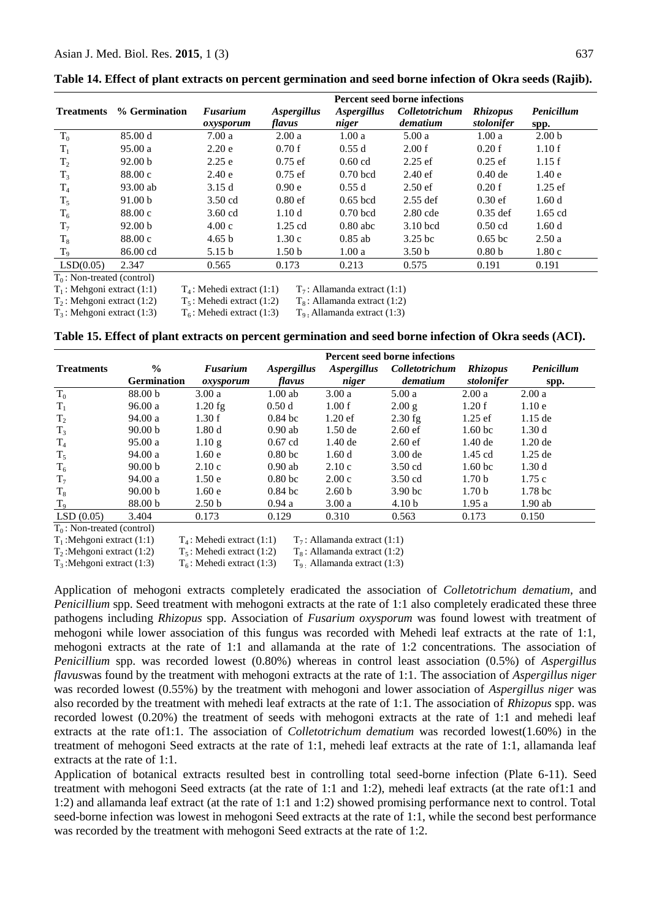**Table 14. Effect of plant extracts on percent germination and seed borne infection of Okra seeds (Rajib).**

| Treatments | % Germination | Percent seed borne infections | | | | | |
|---|---|---|---|---|---|---|---|
| | | *Fusarium oxysporum* | *Aspergillus flavus* | *Aspergillus niger* | *Colletotrichum dematium* | *Rhizopus stolonifer* | *Penicillum* spp. |
| $T_0$ | 85.00 d | 7.00 a | 2.00 a | 1.00 a | 5.00 a | 1.00 a | 2.00 b |
| $T_1$ | 95.00 a | 2.20 e | 0.70 f | 0.55 d | 2.00 f | 0.20 f | 1.10 f |
| $T_2$ | 92.00 b | 2.25 e | 0.75 ef | 0.60 cd | 2.25 ef | 0.25 ef | 1.15 f |
| $T_3$ | 88.00 c | 2.40 e | 0.75 ef | 0.70 bcd | 2.40 ef | 0.40 de | 1.40 e |
| $T_4$ | 93.00 ab | 3.15 d | 0.90 e | 0.55 d | 2.50 ef | 0.20 f | 1.25 ef |
| $T_5$ | 91.00 b | 3.50 cd | 0.80 ef | 0.65 bcd | 2.55 def | 0.30 ef | 1.60 d |
| $T_6$ | 88.00 c | 3.60 cd | 1.10 d | 0.70 bcd | 2.80 cde | 0.35 def | 1.65 cd |
| $T_7$ | 92.00 b | 4.00 c | 1.25 cd | 0.80 abc | 3.10 bcd | 0.50 cd | 1.60 d |
| $T_8$ | 88.00 c | 4.65 b | 1.30 c | 0.85 ab | 3.25 bc | 0.65 bc | 2.50 a |
| $T_9$ | 86.00 cd | 5.15 b | 1.50 b | 1.00 a | 3.50 b | 0.80 b | 1.80 c |
| LSD(0.05) | 2.347 | 0.565 | 0.173 | 0.213 | 0.575 | 0.191 | 0.191 |

$T_0$ : Non-treated (control)
$T_1$ : Mehgoni extract (1:1) $T_4$ : Mehedi extract (1:1) $T_7$ : Allamanda extract (1:1)
$T_2$ : Mehgoni extract (1:2) $T_5$ : Mehedi extract (1:2) $T_8$ : Allamanda extract (1:2)
$T_3$ : Mehgoni extract (1:3) $T_6$ : Mehedi extract (1:3) $T_9$ : Allamanda extract (1:3)

**Table 15. Effect of plant extracts on percent germination and seed borne infection of Okra seeds (ACI).**

| Treatments | % Germination | Percent seed borne infections | | | | | |
|---|---|---|---|---|---|---|---|
| | | *Fusarium oxysporum* | *Aspergillus flavus* | *Aspergillus niger* | *Colletotrichum dematium* | *Rhizopus stolonifer* | *Penicillum* spp. |
| $T_0$ | 88.00 b | 3.00 a | 1.00 ab | 3.00 a | 5.00 a | 2.00 a | 2.00 a |
| $T_1$ | 96.00 a | 1.20 fg | 0.50 d | 1.00 f | 2.00 g | 1.20 f | 1.10 e |
| $T_2$ | 94.00 a | 1.30 f | 0.84 bc | 1.20 ef | 2.30 fg | 1.25 ef | 1.15 de |
| $T_3$ | 90.00 b | 1.80 d | 0.90 ab | 1.50 de | 2.60 ef | 1.60 bc | 1.30 d |
| $T_4$ | 95.00 a | 1.10 g | 0.67 cd | 1.40 de | 2.60 ef | 1.40 de | 1.20 de |
| $T_5$ | 94.00 a | 1.60 e | 0.80 bc | 1.60 d | 3.00 de | 1.45 cd | 1.25 de |
| $T_6$ | 90.00 b | 2.10 c | 0.90 ab | 2.10 c | 3.50 cd | 1.60 bc | 1.60 d |
| $T_7$ | 94.00 a | 1.50 e | 0.80 bc | 2.00 c | 3.50 cd | 1.70 b | 1.75 c |
| $T_8$ | 90.00 b | 1.60 e | 0.84 bc | 2.60 b | 3.90 bc | 1.70 b | 1.78 bc |
| $T_9$ | 88.00 b | 2.50 b | 0.94 a | 3.00 a | 4.10 b | 1.95 a | 1.90 ab |
| LSD (0.05) | 3.404 | 0.173 | 0.129 | 0.310 | 0.563 | 0.173 | 0.150 |

$T_0$ : Non-treated (control)
$T_1$ :Mehgoni extract (1:1) $T_4$ : Mehedi extract (1:1) $T_7$ : Allamanda extract (1:1)
$T_2$ :Mehgoni extract (1:2) $T_5$ : Mehedi extract (1:2) $T_8$ : Allamanda extract (1:2)
$T_3$ :Mehgoni extract (1:3) $T_6$ : Mehedi extract (1:3) $T_9$ : Allamanda extract (1:3)

Application of mehogoni extracts completely eradicated the association of *Colletotrichum dematium*, and *Penicillium* spp. Seed treatment with mehogoni extracts at the rate of 1:1 also completely eradicated these three pathogens including *Rhizopus* spp. Association of *Fusarium oxysporum* was found lowest with treatment of mehogoni while lower association of this fungus was recorded with Mehedi leaf extracts at the rate of 1:1, mehogoni extracts at the rate of 1:1 and allamanda at the rate of 1:2 concentrations. The association of *Penicillium* spp. was recorded lowest (0.80%) whereas in control least association (0.5%) of *Aspergillus flavus*was found by the treatment with mehogoni extracts at the rate of 1:1. The association of *Aspergillus niger* was recorded lowest (0.55%) by the treatment with mehogoni and lower association of *Aspergillus niger* was also recorded by the treatment with mehedi leaf extracts at the rate of 1:1. The association of *Rhizopus* spp. was recorded lowest (0.20%) the treatment of seeds with mehogoni extracts at the rate of 1:1 and mehedi leaf extracts at the rate of1:1. The association of *Colletotrichum dematium* was recorded lowest(1.60%) in the treatment of mehogoni Seed extracts at the rate of 1:1, mehedi leaf extracts at the rate of 1:1, allamanda leaf extracts at the rate of 1:1.

Application of botanical extracts resulted best in controlling total seed-borne infection (Plate 6-11). Seed treatment with mehogoni Seed extracts (at the rate of 1:1 and 1:2), mehedi leaf extracts (at the rate of1:1 and 1:2) and allamanda leaf extract (at the rate of 1:1 and 1:2) showed promising performance next to control. Total seed-borne infection was lowest in mehogoni Seed extracts at the rate of 1:1, while the second best performance was recorded by the treatment with mehogoni Seed extracts at the rate of 1:2.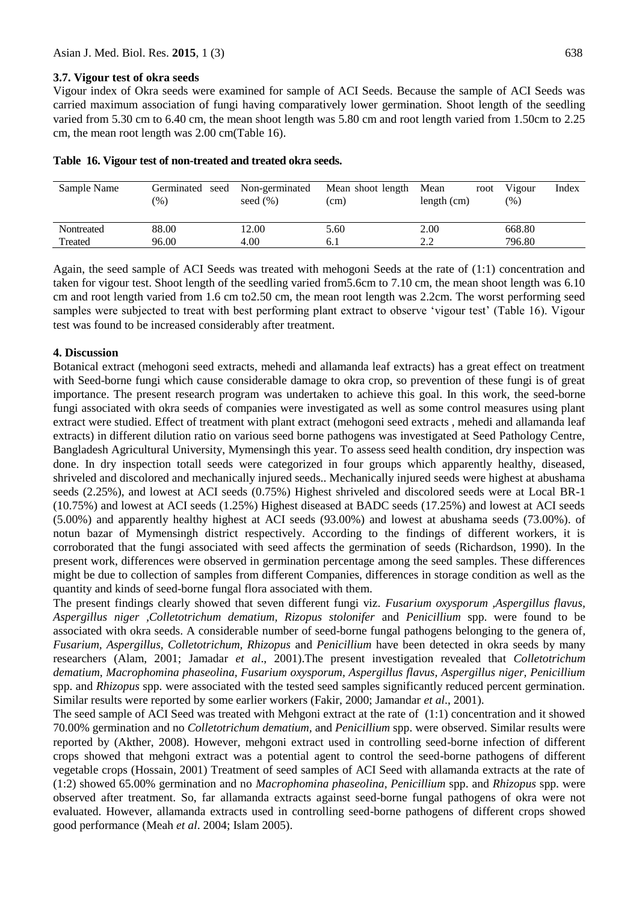### 3.7. Vigour test of okra seeds

Vigour index of Okra seeds were examined for sample of ACI Seeds. Because the sample of ACI Seeds was carried maximum association of fungi having comparatively lower germination. Shoot length of the seedling varied from 5.30 cm to 6.40 cm, the mean shoot length was 5.80 cm and root length varied from 1.50cm to 2.25 cm, the mean root length was 2.00 cm(Table 16).

**Table 16. Vigour test of non-treated and treated okra seeds.**

| Sample Name | Germinated seed (%) | Non-germinated seed (%) | Mean shoot length (cm) | Mean root length (cm) | Vigour Index (%) |
|---|---|---|---|---|---|
| Nontreated | 88.00 | 12.00 | 5.60 | 2.00 | 668.80 |
| Treated | 96.00 | 4.00 | 6.1 | 2.2 | 796.80 |

Again, the seed sample of ACI Seeds was treated with mehogoni Seeds at the rate of (1:1) concentration and taken for vigour test. Shoot length of the seedling varied from5.6cm to 7.10 cm, the mean shoot length was 6.10 cm and root length varied from 1.6 cm to2.50 cm, the mean root length was 2.2cm. The worst performing seed samples were subjected to treat with best performing plant extract to observe 'vigour test' (Table 16). Vigour test was found to be increased considerably after treatment.

## 4. Discussion

Botanical extract (mehogoni seed extracts, mehedi and allamanda leaf extracts) has a great effect on treatment with Seed-borne fungi which cause considerable damage to okra crop, so prevention of these fungi is of great importance. The present research program was undertaken to achieve this goal. In this work, the seed-borne fungi associated with okra seeds of companies were investigated as well as some control measures using plant extract were studied. Effect of treatment with plant extract (mehogoni seed extracts , mehedi and allamanda leaf extracts) in different dilution ratio on various seed borne pathogens was investigated at Seed Pathology Centre, Bangladesh Agricultural University, Mymensingh this year. To assess seed health condition, dry inspection was done. In dry inspection totall seeds were categorized in four groups which apparently healthy, diseased, shriveled and discolored and mechanically injured seeds.. Mechanically injured seeds were highest at abushama seeds (2.25%), and lowest at ACI seeds (0.75%) Highest shriveled and discolored seeds were at Local BR-1 (10.75%) and lowest at ACI seeds (1.25%) Highest diseased at BADC seeds (17.25%) and lowest at ACI seeds (5.00%) and apparently healthy highest at ACI seeds (93.00%) and lowest at abushama seeds (73.00%). of notun bazar of Mymensingh district respectively. According to the findings of different workers, it is corroborated that the fungi associated with seed affects the germination of seeds (Richardson, 1990). In the present work, differences were observed in germination percentage among the seed samples. These differences might be due to collection of samples from different Companies, differences in storage condition as well as the quantity and kinds of seed-borne fungal flora associated with them.

The present findings clearly showed that seven different fungi viz. *Fusarium oxysporum* ,*Aspergillus flavus*, *Aspergillus niger* ,*Colletotrichum dematium, Rizopus stolonifer* and *Penicillium* spp. were found to be associated with okra seeds. A considerable number of seed-borne fungal pathogens belonging to the genera of, *Fusarium, Aspergillus, Colletotrichum, Rhizopus* and *Penicillium* have been detected in okra seeds by many researchers (Alam, 2001; Jamadar *et al*., 2001).The present investigation revealed that *Colletotrichum dematium, Macrophomina phaseolina, Fusarium oxysporum, Aspergillus flavus, Aspergillus niger, Penicillium* spp. and *Rhizopus* spp. were associated with the tested seed samples significantly reduced percent germination. Similar results were reported by some earlier workers (Fakir, 2000; Jamandar *et al*., 2001).

The seed sample of ACI Seed was treated with Mehgoni extract at the rate of (1:1) concentration and it showed 70.00% germination and no *Colletotrichum dematium*, and *Penicillium* spp. were observed. Similar results were reported by (Akther, 2008). However, mehgoni extract used in controlling seed-borne infection of different crops showed that mehgoni extract was a potential agent to control the seed-borne pathogens of different vegetable crops (Hossain, 2001) Treatment of seed samples of ACI Seed with allamanda extracts at the rate of (1:2) showed 65.00% germination and no *Macrophomina phaseolina, Penicillium* spp. and *Rhizopus* spp. were observed after treatment. So, far allamanda extracts against seed-borne fungal pathogens of okra were not evaluated. However, allamanda extracts used in controlling seed-borne pathogens of different crops showed good performance (Meah *et al*. 2004; Islam 2005).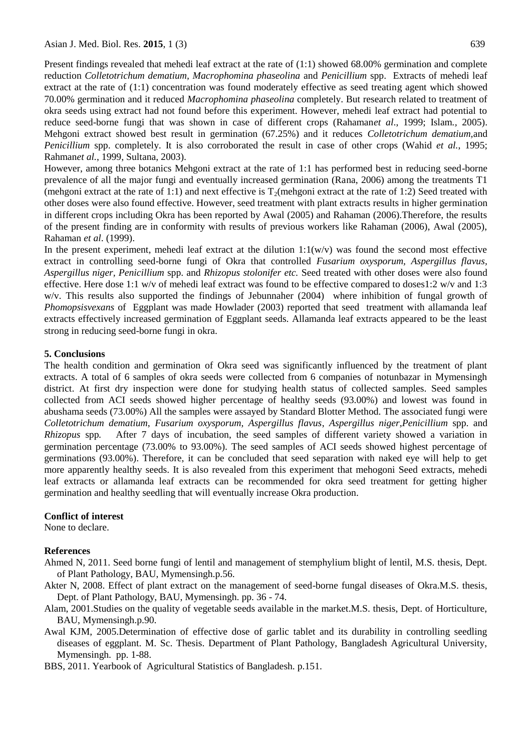Present findings revealed that mehedi leaf extract at the rate of (1:1) showed 68.00% germination and complete reduction *Colletotrichum dematium, Macrophomina phaseolina* and *Penicillium* spp. Extracts of mehedi leaf extract at the rate of (1:1) concentration was found moderately effective as seed treating agent which showed 70.00% germination and it reduced *Macrophomina phaseolina* completely. But research related to treatment of okra seeds using extract had not found before this experiment. However, mehedi leaf extract had potential to reduce seed-borne fungi that was shown in case of different crops (Rahaman*et al*., 1999; Islam., 2005). Mehgoni extract showed best result in germination (67.25%) and it reduces *Colletotrichum dematium*,and *Penicillium* spp. completely. It is also corroborated the result in case of other crops (Wahid *et al.*, 1995; Rahman*et al.*, 1999, Sultana, 2003).

However, among three botanics Mehgoni extract at the rate of 1:1 has performed best in reducing seed-borne prevalence of all the major fungi and eventually increased germination (Rana, 2006) among the treatments T1 (mehgoni extract at the rate of 1:1) and next effective is $T_2$(mehgoni extract at the rate of 1:2) Seed treated with other doses were also found effective. However, seed treatment with plant extracts results in higher germination in different crops including Okra has been reported by Awal (2005) and Rahaman (2006).Therefore, the results of the present finding are in conformity with results of previous workers like Rahaman (2006), Awal (2005), Rahaman *et al*. (1999).

In the present experiment, mehedi leaf extract at the dilution 1:1(w/v) was found the second most effective extract in controlling seed-borne fungi of Okra that controlled *Fusarium oxysporum, Aspergillus flavus, Aspergillus niger, Penicillium* spp. and *Rhizopus stolonifer etc.* Seed treated with other doses were also found effective. Here dose 1:1 w/v of mehedi leaf extract was found to be effective compared to doses1:2 w/v and 1:3 w/v. This results also supported the findings of Jebunnaher (2004) where inhibition of fungal growth of *Phomopsisvexans* of Eggplant was made Howlader (2003) reported that seed treatment with allamanda leaf extracts effectively increased germination of Eggplant seeds. Allamanda leaf extracts appeared to be the least strong in reducing seed-borne fungi in okra.

## 5. Conclusions

The health condition and germination of Okra seed was significantly influenced by the treatment of plant extracts. A total of 6 samples of okra seeds were collected from 6 companies of notunbazar in Mymensingh district. At first dry inspection were done for studying health status of collected samples. Seed samples collected from ACI seeds showed higher percentage of healthy seeds (93.00%) and lowest was found in abushama seeds (73.00%) All the samples were assayed by Standard Blotter Method. The associated fungi were *Colletotrichum dematium*, *Fusarium oxysporum, Aspergillus flavus*, *Aspergillus niger*,*Penicillium* spp. and *Rhizopus* spp*.* After 7 days of incubation, the seed samples of different variety showed a variation in germination percentage (73.00% to 93.00%). The seed samples of ACI seeds showed highest percentage of germinations (93.00%). Therefore, it can be concluded that seed separation with naked eye will help to get more apparently healthy seeds. It is also revealed from this experiment that mehogoni Seed extracts, mehedi leaf extracts or allamanda leaf extracts can be recommended for okra seed treatment for getting higher germination and healthy seedling that will eventually increase Okra production.

## Conflict of interest

None to declare.

## References

Ahmed N, 2011. Seed borne fungi of lentil and management of stemphylium blight of lentil, M.S. thesis, Dept. of Plant Pathology, BAU, Mymensingh.p.56.

Akter N, 2008. Effect of plant extract on the management of seed-borne fungal diseases of Okra.M.S. thesis, Dept. of Plant Pathology, BAU, Mymensingh. pp. 36 - 74.

Alam, 2001.Studies on the quality of vegetable seeds available in the market.M.S. thesis, Dept. of Horticulture, BAU, Mymensingh.p.90.

Awal KJM, 2005.Determination of effective dose of garlic tablet and its durability in controlling seedling diseases of eggplant. M. Sc. Thesis. Department of Plant Pathology, Bangladesh Agricultural University, Mymensingh. pp. 1-88.

BBS, 2011. Yearbook of Agricultural Statistics of Bangladesh. p.151.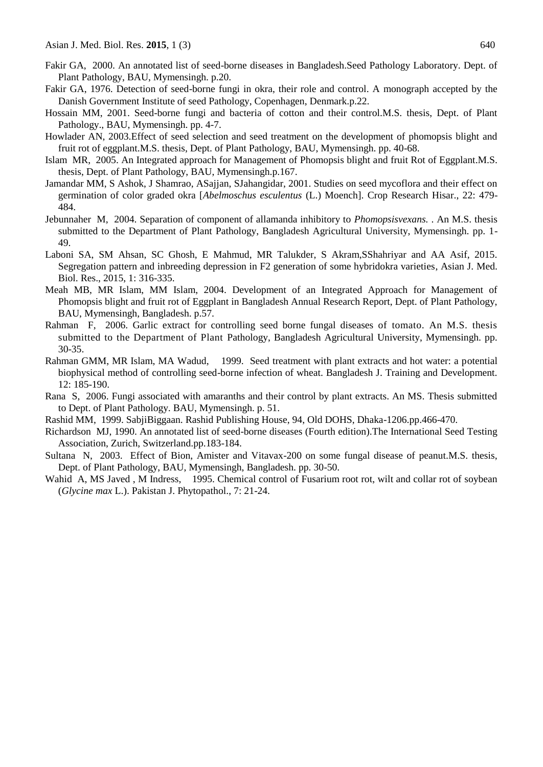Fakir GA, 2000. An annotated list of seed-borne diseases in Bangladesh.Seed Pathology Laboratory. Dept. of Plant Pathology, BAU, Mymensingh. p.20.

Fakir GA, 1976. Detection of seed-borne fungi in okra, their role and control. A monograph accepted by the Danish Government Institute of seed Pathology, Copenhagen, Denmark.p.22.

Hossain MM, 2001. Seed-borne fungi and bacteria of cotton and their control.M.S. thesis, Dept. of Plant Pathology., BAU, Mymensingh. pp. 4-7.

Howlader AN, 2003.Effect of seed selection and seed treatment on the development of phomopsis blight and fruit rot of eggplant.M.S. thesis, Dept. of Plant Pathology, BAU, Mymensingh. pp. 40-68.

Islam MR, 2005. An Integrated approach for Management of Phomopsis blight and fruit Rot of Eggplant.M.S. thesis, Dept. of Plant Pathology, BAU, Mymensingh.p.167.

Jamandar MM, S Ashok, J Shamrao, ASajjan, SJahangidar, 2001. Studies on seed mycoflora and their effect on germination of color graded okra [*Abelmoschus esculentus* (L.) Moench]. Crop Research Hisar., 22: 479-484.

Jebunnaher M, 2004. Separation of component of allamanda inhibitory to *Phomopsisvexans.* . An M.S. thesis submitted to the Department of Plant Pathology, Bangladesh Agricultural University, Mymensingh. pp. 1-49.

Laboni SA, SM Ahsan, SC Ghosh, E Mahmud, MR Talukder, S Akram,SShahriyar and AA Asif, 2015. Segregation pattern and inbreeding depression in F2 generation of some hybridokra varieties, Asian J. Med. Biol. Res., 2015, 1: 316-335.

Meah MB, MR Islam, MM Islam, 2004. Development of an Integrated Approach for Management of Phomopsis blight and fruit rot of Eggplant in Bangladesh Annual Research Report, Dept. of Plant Pathology, BAU, Mymensingh, Bangladesh. p.57.

Rahman F, 2006. Garlic extract for controlling seed borne fungal diseases of tomato. An M.S. thesis submitted to the Department of Plant Pathology, Bangladesh Agricultural University, Mymensingh. pp. 30-35.

Rahman GMM, MR Islam, MA Wadud, 1999. Seed treatment with plant extracts and hot water: a potential biophysical method of controlling seed-borne infection of wheat. Bangladesh J. Training and Development. 12: 185-190.

Rana S, 2006. Fungi associated with amaranths and their control by plant extracts. An MS. Thesis submitted to Dept. of Plant Pathology. BAU, Mymensingh. p. 51.

Rashid MM, 1999. SabjiBiggaan. Rashid Publishing House, 94, Old DOHS, Dhaka-1206.pp.466-470.

Richardson MJ, 1990. An annotated list of seed-borne diseases (Fourth edition).The International Seed Testing Association, Zurich, Switzerland.pp.183-184.

Sultana N, 2003. Effect of Bion, Amister and Vitavax-200 on some fungal disease of peanut.M.S. thesis, Dept. of Plant Pathology, BAU, Mymensingh, Bangladesh. pp. 30-50.

Wahid A, MS Javed , M Indress, 1995. Chemical control of Fusarium root rot, wilt and collar rot of soybean (*Glycine max* L.). Pakistan J. Phytopathol., 7: 21-24.